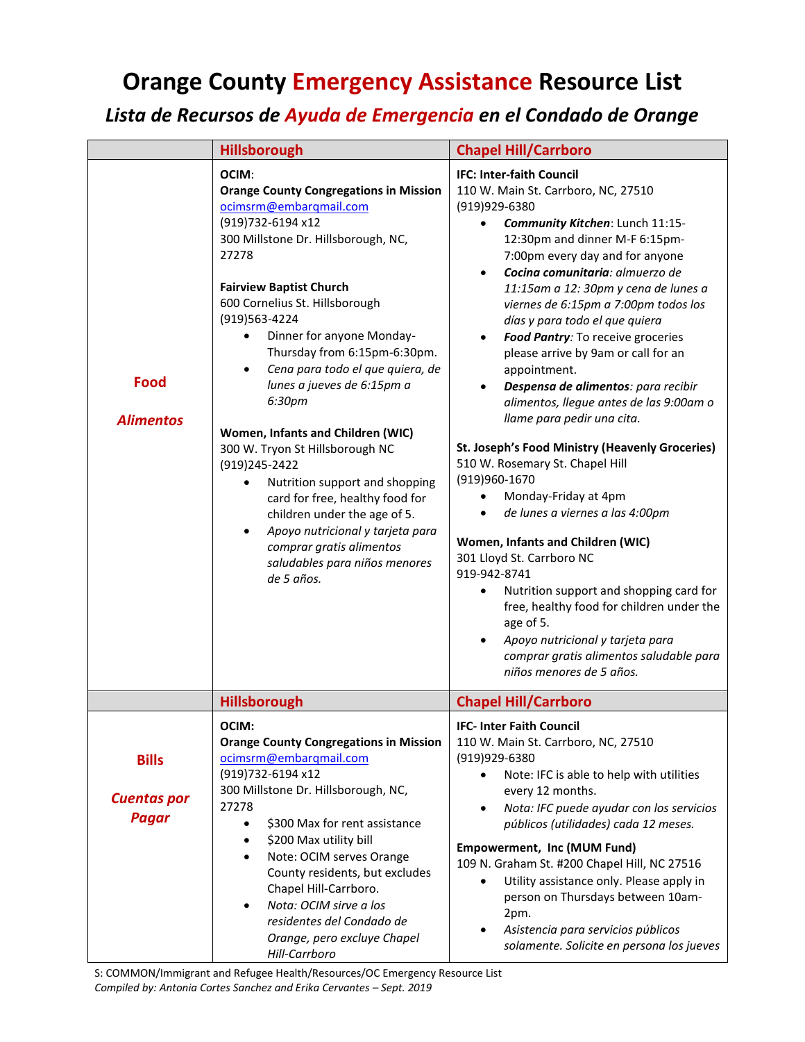# Orange County Emergency Assistance Resource List

## *Lista de Recursos de Ayuda de Emergencia en el Condado de Orange*

| | Hillsborough | Chapel Hill/Carrboro |
|---|---|---|
| **Food**<br><br>***Alimentos*** | **OCIM**:<br>**Orange County Congregations in Mission**<br>ocimsrm@embarqmail.com<br>(919)732-6194 x12<br>300 Millstone Dr. Hillsborough, NC, 27278<br><br>**Fairview Baptist Church**<br>600 Cornelius St. Hillsborough<br>(919)563-4224<br>• Dinner for anyone Monday-Thursday from 6:15pm-6:30pm.<br>• *Cena para todo el que quiera, de lunes a jueves de 6:15pm a 6:30pm*<br><br>**Women, Infants and Children (WIC)**<br>300 W. Tryon St Hillsborough NC<br>(919)245-2422<br>• Nutrition support and shopping card for free, healthy food for children under the age of 5.<br>• *Apoyo nutricional y tarjeta para comprar gratis alimentos saludables para niños menores de 5 años.* | **IFC: Inter-faith Council**<br>110 W. Main St. Carrboro, NC, 27510<br>(919)929-6380<br>• ***Community Kitchen***: Lunch 11:15-12:30pm and dinner M-F 6:15pm-7:00pm every day and for anyone<br>• ***Cocina comunitaria****: almuerzo de 11:15am a 12: 30pm y cena de lunes a viernes de 6:15pm a 7:00pm todos los días y para todo el que quiera*<br>• ***Food Pantry***: To receive groceries please arrive by 9am or call for an appointment.<br>• ***Despensa de alimentos****: para recibir alimentos, llegue antes de las 9:00am o llame para pedir una cita.*<br><br>**St. Joseph's Food Ministry (Heavenly Groceries)**<br>510 W. Rosemary St. Chapel Hill<br>(919)960-1670<br>• Monday-Friday at 4pm<br>• *de lunes a viernes a las 4:00pm*<br><br>**Women, Infants and Children (WIC)**<br>301 Lloyd St. Carrboro NC<br>919-942-8741<br>• Nutrition support and shopping card for free, healthy food for children under the age of 5.<br>• *Apoyo nutricional y tarjeta para comprar gratis alimentos saludable para niños menores de 5 años.* |
| | **Hillsborough** | **Chapel Hill/Carrboro** |
| **Bills**<br><br>***Cuentas por Pagar*** | **OCIM:**<br>**Orange County Congregations in Mission**<br>ocimsrm@embarqmail.com<br>(919)732-6194 x12<br>300 Millstone Dr. Hillsborough, NC, 27278<br>• $300 Max for rent assistance<br>• $200 Max utility bill<br>• Note: OCIM serves Orange County residents, but excludes Chapel Hill-Carrboro.<br>• *Nota: OCIM sirve a los residentes del Condado de Orange, pero excluye Chapel Hill-Carrboro* | **IFC- Inter Faith Council**<br>110 W. Main St. Carrboro, NC, 27510<br>(919)929-6380<br>• Note: IFC is able to help with utilities every 12 months.<br>• *Nota: IFC puede ayudar con los servicios públicos (utilidades) cada 12 meses.*<br><br>**Empowerment, Inc (MUM Fund)**<br>109 N. Graham St. #200 Chapel Hill, NC 27516<br>• Utility assistance only. Please apply in person on Thursdays between 10am-2pm.<br>• *Asistencia para servicios públicos solamente. Solicite en persona los jueves* |

S: COMMON/Immigrant and Refugee Health/Resources/OC Emergency Resource List
*Compiled by: Antonia Cortes Sanchez and Erika Cervantes – Sept. 2019*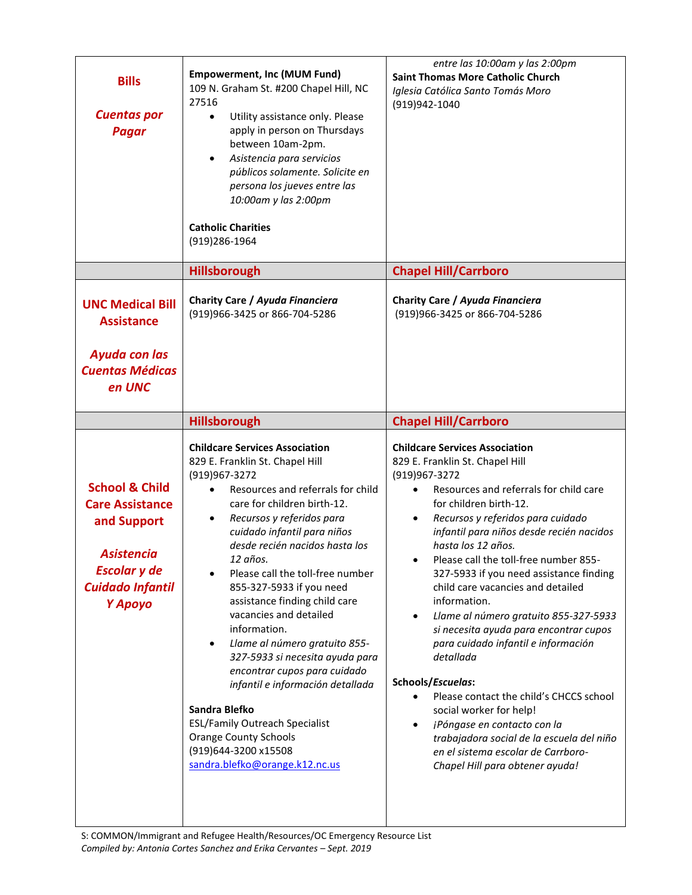| | | |
|---|---|---|
| **Bills**<br><br>***Cuentas por Pagar*** | **Empowerment, Inc (MUM Fund)**<br>109 N. Graham St. #200 Chapel Hill, NC 27516<br>• Utility assistance only. Please apply in person on Thursdays between 10am-2pm.<br>• *Asistencia para servicios públicos solamente. Solicite en persona los jueves entre las 10:00am y las 2:00pm*<br><br>**Catholic Charities**<br>(919)286-1964 | *entre las 10:00am y las 2:00pm*<br>**Saint Thomas More Catholic Church**<br>*Iglesia Católica Santo Tomás Moro*<br>(919)942-1040 |
| | **Hillsborough** | **Chapel Hill/Carrboro** |
| **UNC Medical Bill Assistance**<br><br>***Ayuda con las Cuentas Médicas en UNC*** | **Charity Care / *Ayuda Financiera***<br>(919)966-3425 or 866-704-5286 | **Charity Care / *Ayuda Financiera***<br>(919)966-3425 or 866-704-5286 |
| | **Hillsborough** | **Chapel Hill/Carrboro** |
| **School & Child Care Assistance and Support**<br><br>***Asistencia Escolar y de Cuidado Infantil Y Apoyo*** | **Childcare Services Association**<br>829 E. Franklin St. Chapel Hill<br>(919)967-3272<br>• Resources and referrals for child care for children birth-12.<br>• *Recursos y referidos para cuidado infantil para niños desde recién nacidos hasta los 12 años.*<br>• Please call the toll-free number 855-327-5933 if you need assistance finding child care vacancies and detailed information.<br>• *Llame al número gratuito 855-327-5933 si necesita ayuda para encontrar cupos para cuidado infantil e información detallada*<br><br>**Sandra Blefko**<br>ESL/Family Outreach Specialist<br>Orange County Schools<br>(919)644-3200 x15508<br>sandra.blefko@orange.k12.nc.us | **Childcare Services Association**<br>829 E. Franklin St. Chapel Hill<br>(919)967-3272<br>• Resources and referrals for child care for children birth-12.<br>• *Recursos y referidos para cuidado infantil para niños desde recién nacidos hasta los 12 años.*<br>• Please call the toll-free number 855-327-5933 if you need assistance finding child care vacancies and detailed information.<br>• *Llame al número gratuito 855-327-5933 si necesita ayuda para encontrar cupos para cuidado infantil e información detallada*<br><br>**Schools/*Escuelas*:**<br>• Please contact the child's CHCCS school social worker for help!<br>• *¡Póngase en contacto con la trabajadora social de la escuela del niño en el sistema escolar de Carrboro-Chapel Hill para obtener ayuda!* |

S: COMMON/Immigrant and Refugee Health/Resources/OC Emergency Resource List
*Compiled by: Antonia Cortes Sanchez and Erika Cervantes – Sept. 2019*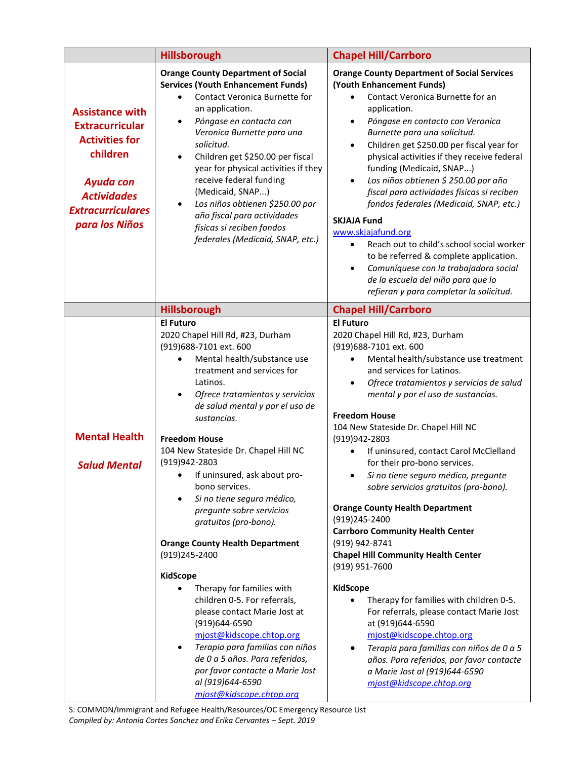| | Hillsborough | Chapel Hill/Carrboro |
|---|---|---|
| **Assistance with Extracurricular Activities for children**<br><br>***Ayuda con Actividades Extracurriculares para los Niños*** | **Orange County Department of Social Services (Youth Enhancement Funds)**<br>• Contact Veronica Burnette for an application.<br>• *Póngase en contacto con Veronica Burnette para una solicitud.*<br>• Children get $250.00 per fiscal year for physical activities if they receive federal funding (Medicaid, SNAP...)<br>• *Los niños obtienen $250.00 por año fiscal para actividades físicas si reciben fondos federales (Medicaid, SNAP, etc.)* | **Orange County Department of Social Services (Youth Enhancement Funds)**<br>• Contact Veronica Burnette for an application.<br>• *Póngase en contacto con Veronica Burnette para una solicitud.*<br>• Children get $250.00 per fiscal year for physical activities if they receive federal funding (Medicaid, SNAP...)<br>• *Los niños obtienen $ 250.00 por año fiscal para actividades físicas si reciben fondos federales (Medicaid, SNAP, etc.)*<br><br>**SKJAJA Fund**<br>www.skjajafund.org<br>• Reach out to child's school social worker to be referred & complete application.<br>• *Comuníquese con la trabajadora social de la escuela del niño para que lo refieran y para completar la solicitud.* |
| | **Hillsborough** | **Chapel Hill/Carrboro** |
| **Mental Health**<br><br>***Salud Mental*** | **El Futuro**<br>2020 Chapel Hill Rd, #23, Durham<br>(919)688-7101 ext. 600<br>• Mental health/substance use treatment and services for Latinos.<br>• *Ofrece tratamientos y servicios de salud mental y por el uso de sustancias.*<br><br>**Freedom House**<br>104 New Stateside Dr. Chapel Hill NC<br>(919)942-2803<br>• If uninsured, ask about pro-bono services.<br>• *Si no tiene seguro médico, pregunte sobre servicios gratuitos (pro-bono).*<br><br>**Orange County Health Department**<br>(919)245-2400<br><br>**KidScope**<br>• Therapy for families with children 0-5. For referrals, please contact Marie Jost at (919)644-6590 mjost@kidscope.chtop.org<br>• *Terapia para familias con niños de 0 a 5 años. Para referidos, por favor contacte a Marie Jost al (919)644-6590 mjost@kidscope.chtop.org* | **El Futuro**<br>2020 Chapel Hill Rd, #23, Durham<br>(919)688-7101 ext. 600<br>• Mental health/substance use treatment and services for Latinos.<br>• *Ofrece tratamientos y servicios de salud mental y por el uso de sustancias.*<br><br>**Freedom House**<br>104 New Stateside Dr. Chapel Hill NC<br>(919)942-2803<br>• If uninsured, contact Carol McClelland for their pro-bono services.<br>• *Si no tiene seguro médico, pregunte sobre servicios gratuitos (pro-bono).*<br><br>**Orange County Health Department**<br>(919)245-2400<br>**Carrboro Community Health Center**<br>(919) 942-8741<br>**Chapel Hill Community Health Center**<br>(919) 951-7600<br><br>**KidScope**<br>• Therapy for families with children 0-5. For referrals, please contact Marie Jost at (919)644-6590 mjost@kidscope.chtop.org<br>• *Terapia para familias con niños de 0 a 5 años. Para referidos, por favor contacte a Marie Jost al (919)644-6590 mjost@kidscope.chtop.org* |

S: COMMON/Immigrant and Refugee Health/Resources/OC Emergency Resource List
*Compiled by: Antonia Cortes Sanchez and Erika Cervantes – Sept. 2019*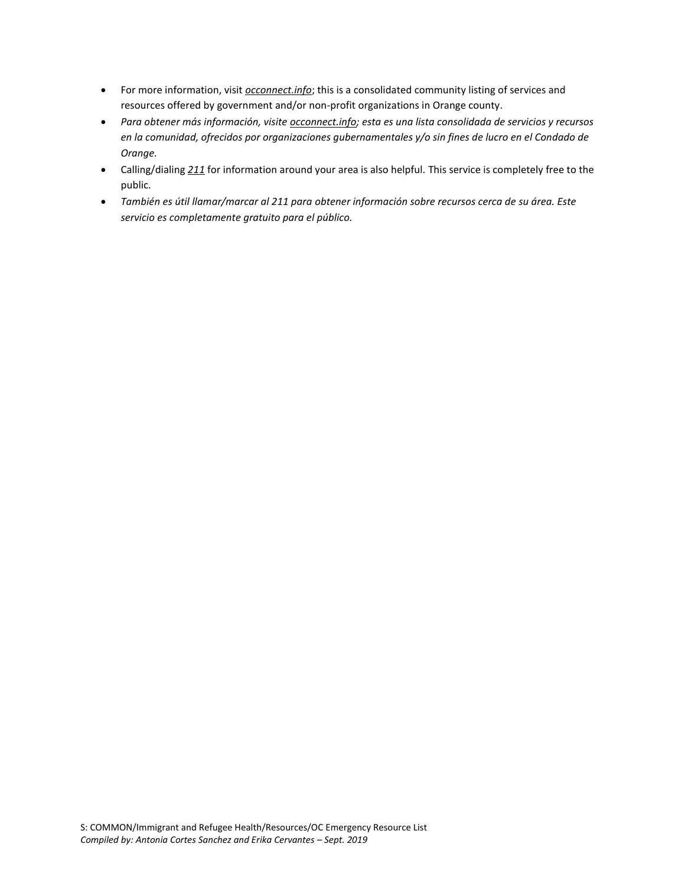- For more information, visit *occonnect.info*; this is a consolidated community listing of services and resources offered by government and/or non-profit organizations in Orange county.
- *Para obtener más información, visite occonnect.info; esta es una lista consolidada de servicios y recursos en la comunidad, ofrecidos por organizaciones gubernamentales y/o sin fines de lucro en el Condado de Orange.*
- Calling/dialing *211* for information around your area is also helpful. This service is completely free to the public.
- *También es útil llamar/marcar al 211 para obtener información sobre recursos cerca de su área. Este servicio es completamente gratuito para el público.*

S: COMMON/Immigrant and Refugee Health/Resources/OC Emergency Resource List
*Compiled by: Antonia Cortes Sanchez and Erika Cervantes – Sept. 2019*